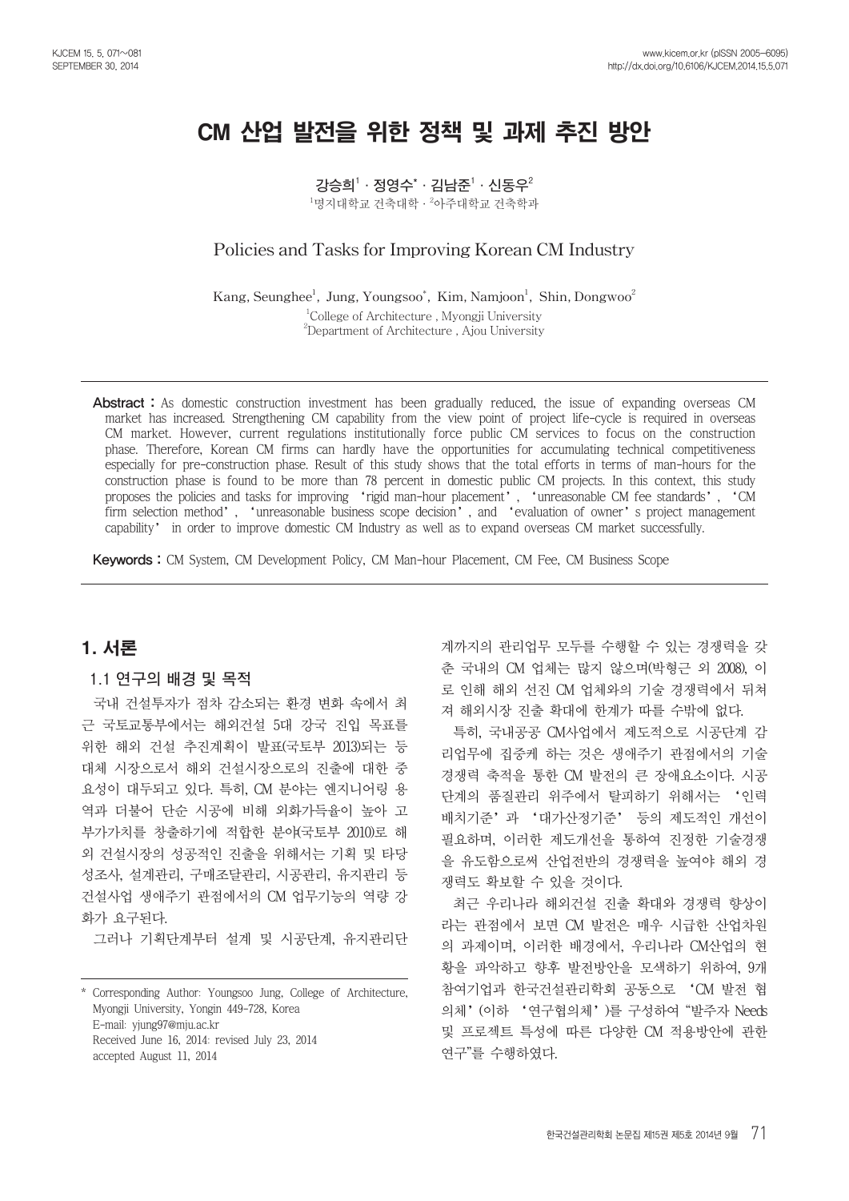# CM 산업 발전을 위한 정책 및 과제 추진 방안

강승희[1] · 정영수* · 김남준[1] · 신동우[2]

[1]명지대학교 건축대학 · [2]아주대학교 건축학과

## Policies and Tasks for Improving Korean CM Industry

Kang, Seunghee[1], Jung, Youngsoo*, Kim, Namjoon[1], Shin, Dongwoo[2]

[1]College of Architecture , Myongji University

[2]Department of Architecture , Ajou University

**Abstract :** As domestic construction investment has been gradually reduced, the issue of expanding overseas CM market has increased. Strengthening CM capability from the view point of project life-cycle is required in overseas CM market. However, current regulations institutionally force public CM services to focus on the construction phase. Therefore, Korean CM firms can hardly have the opportunities for accumulating technical competitiveness especially for pre-construction phase. Result of this study shows that the total efforts in terms of man-hours for the construction phase is found to be more than 78 percent in domestic public CM projects. In this context, this study proposes the policies and tasks for improving 'rigid man-hour placement', 'unreasonable CM fee standards', 'CM firm selection method', 'unreasonable business scope decision', and 'evaluation of owner's project management capability' in order to improve domestic CM Industry as well as to expand overseas CM market successfully.

**Keywords :** CM System, CM Development Policy, CM Man-hour Placement, CM Fee, CM Business Scope

## 1. 서론

### 1.1 연구의 배경 및 목적

국내 건설투자가 점차 감소되는 환경 변화 속에서 최근 국토교통부에서는 해외건설 5대 강국 진입 목표를 위한 해외 건설 추진계획이 발표(국토부 2013)되는 등 대체 시장으로서 해외 건설시장으로의 진출에 대한 중요성이 대두되고 있다. 특히, CM 분야는 엔지니어링 용역과 더불어 단순 시공에 비해 외화가득율이 높아 고부가가치를 창출하기에 적합한 분야(국토부 2010)로 해외 건설시장의 성공적인 진출을 위해서는 기획 및 타당성조사, 설계관리, 구매조달관리, 시공관리, 유지관리 등 건설사업 생애주기 관점에서의 CM 업무기능의 역량 강화가 요구된다.

그러나 기획단계부터 설계 및 시공단계, 유지관리단계까지의 관리업무 모두를 수행할 수 있는 경쟁력을 갖춘 국내의 CM 업체는 많지 않으며(박형근 외 2008), 이로 인해 해외 선진 CM 업체와의 기술 경쟁력에서 뒤쳐져 해외시장 진출 확대에 한계가 따를 수밖에 없다.

특히, 국내공공 CM사업에서 제도적으로 시공단계 감리업무에 집중케 하는 것은 생애주기 관점에서의 기술경쟁력 축적을 통한 CM 발전의 큰 장애요소이다. 시공단계의 품질관리 위주에서 탈피하기 위해서는 '인력배치기준' 과 '대가산정기준' 등의 제도적인 개선이 필요하며, 이러한 제도개선을 통하여 진정한 기술경쟁을 유도함으로써 산업전반의 경쟁력을 높여야 해외 경쟁력도 확보할 수 있을 것이다.

최근 우리나라 해외건설 진출 확대와 경쟁력 향상이라는 관점에서 보면 CM 발전은 매우 시급한 산업차원의 과제이며, 이러한 배경에서, 우리나라 CM산업의 현황을 파악하고 향후 발전방안을 모색하기 위하여, 9개 참여기업과 한국건설관리학회 공동으로 'CM 발전 협의체' (이하 '연구협의체')를 구성하여 "발주자 Needs 및 프로젝트 특성에 따른 다양한 CM 적용방안에 관한 연구"를 수행하였다.

---

\* Corresponding Author: Youngsoo Jung, College of Architecture, Myongji University, Yongin 449-728, Korea
E-mail: yjung97@mju.ac.kr
Received June 16, 2014: revised July 23, 2014
accepted August 11, 2014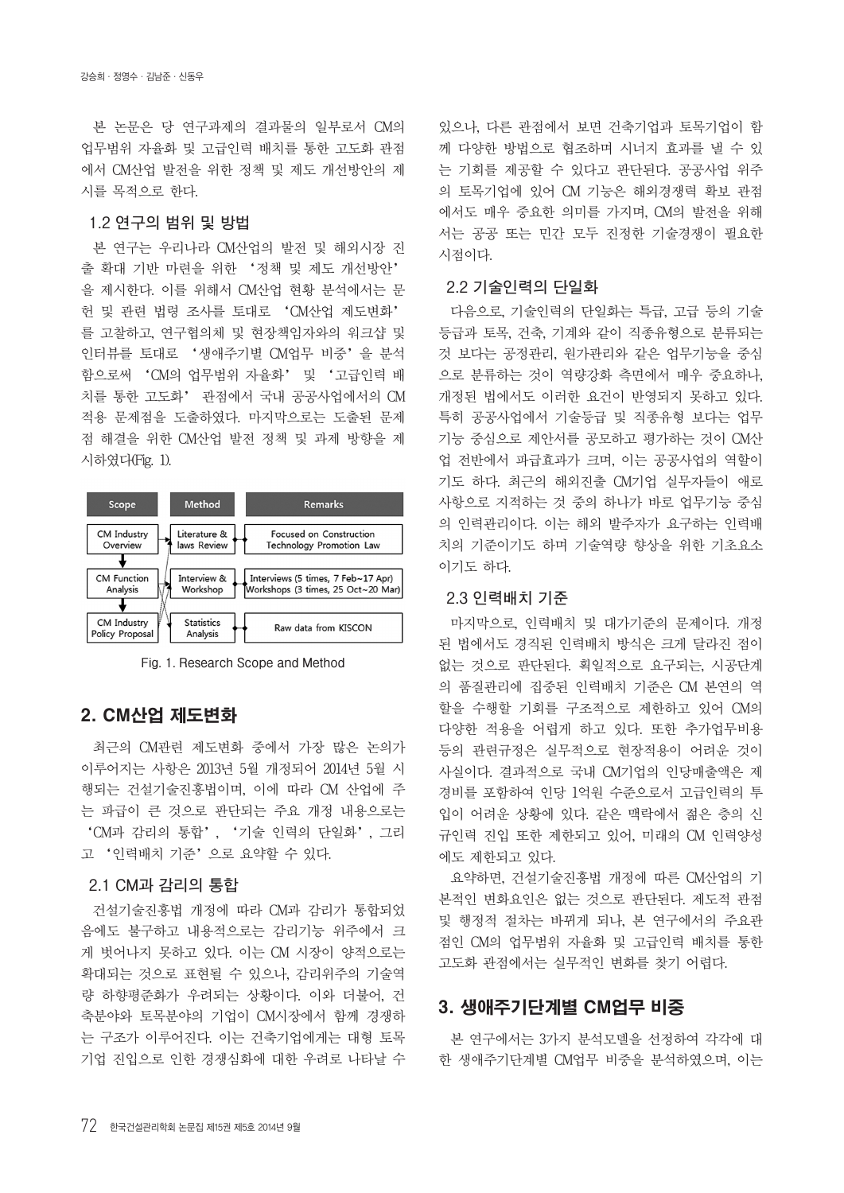본 논문은 당 연구과제의 결과물의 일부로서 CM의 업무범위 자율화 및 고급인력 배치를 통한 고도화 관점에서 CM산업 발전을 위한 정책 및 제도 개선방안의 제시를 목적으로 한다.

### 1.2 연구의 범위 및 방법

본 연구는 우리나라 CM산업의 발전 및 해외시장 진출 확대 기반 마련을 위한 '정책 및 제도 개선방안'을 제시한다. 이를 위해서 CM산업 현황 분석에서는 문헌 및 관련 법령 조사를 토대로 'CM산업 제도변화'를 고찰하고, 연구협의체 및 현장책임자와의 워크샵 및 인터뷰를 토대로 '생애주기별 CM업무 비중'을 분석함으로써 'CM의 업무범위 자율화' 및 '고급인력 배치를 통한 고도화' 관점에서 국내 공공사업에서의 CM 적용 문제점을 도출하였다. 마지막으로는 도출된 문제점 해결을 위한 CM산업 발전 정책 및 과제 방향을 제시하였다(Fig. 1).

| Scope | Method | Remarks |
| --- | --- | --- |
| CM Industry Overview | Literature & laws Review | Focused on Construction Technology Promotion Law |
| CM Function Analysis | Interview & Workshop | Interviews (5 times, 7 Feb~17 Apr) Workshops (3 times, 25 Oct~20 Mar) |
| CM Industry Policy Proposal | Statistics Analysis | Raw data from KISCON |

Fig. 1. Research Scope and Method

## 2. CM산업 제도변화

최근의 CM관련 제도변화 중에서 가장 많은 논의가 이루어지는 사항은 2013년 5월 개정되어 2014년 5월 시행되는 건설기술진흥법이며, 이에 따라 CM 산업에 주는 파급이 큰 것으로 판단되는 주요 개정 내용으로는 'CM과 감리의 통합', '기술 인력의 단일화', 그리고 '인력배치 기준'으로 요약할 수 있다.

### 2.1 CM과 감리의 통합

건설기술진흥법 개정에 따라 CM과 감리가 통합되었음에도 불구하고 내용적으로는 감리기능 위주에서 크게 벗어나지 못하고 있다. 이는 CM 시장이 양적으로는 확대되는 것으로 표현될 수 있으나, 감리위주의 기술역량 하향평준화가 우려되는 상황이다. 이와 더불어, 건축분야와 토목분야의 기업이 CM시장에서 함께 경쟁하는 구조가 이루어진다. 이는 건축기업에게는 대형 토목기업 진입으로 인한 경쟁심화에 대한 우려로 나타날 수 있으나, 다른 관점에서 보면 건축기업과 토목기업이 함께 다양한 방법으로 협조하며 시너지 효과를 낼 수 있는 기회를 제공할 수 있다고 판단된다. 공공사업 위주의 토목기업에 있어 CM 기능은 해외경쟁력 확보 관점에서도 매우 중요한 의미를 가지며, CM의 발전을 위해서는 공공 또는 민간 모두 진정한 기술경쟁이 필요한 시점이다.

### 2.2 기술인력의 단일화

다음으로, 기술인력의 단일화는 특급, 고급 등의 기술등급과 토목, 건축, 기계와 같이 직종유형으로 분류되는 것 보다는 공정관리, 원가관리와 같은 업무기능을 중심으로 분류하는 것이 역량강화 측면에서 매우 중요하나, 개정된 법에서도 이러한 요건이 반영되지 못하고 있다. 특히 공공사업에서 기술등급 및 직종유형 보다는 업무기능 중심으로 제안서를 공모하고 평가하는 것이 CM산업 전반에서 파급효과가 크며, 이는 공공사업의 역할이기도 하다. 최근의 해외진출 CM기업 실무자들이 애로사항으로 지적하는 것 중의 하나가 바로 업무기능 중심의 인력관리이다. 이는 해외 발주자가 요구하는 인력배치의 기준이기도 하며 기술역량 향상을 위한 기초요소이기도 하다.

### 2.3 인력배치 기준

마지막으로, 인력배치 및 대가기준의 문제이다. 개정된 법에서도 경직된 인력배치 방식은 크게 달라진 점이 없는 것으로 판단된다. 획일적으로 요구되는, 시공단계의 품질관리에 집중된 인력배치 기준은 CM 본연의 역할을 수행할 기회를 구조적으로 제한하고 있어 CM의 다양한 적용을 어렵게 하고 있다. 또한 추가업무비용 등의 관련규정은 실무적으로 현장적용이 어려운 것이 사실이다. 결과적으로 국내 CM기업의 인당매출액은 제경비를 포함하여 인당 1억원 수준으로서 고급인력의 투입이 어려운 상황에 있다. 같은 맥락에서 젊은 층의 신규인력 진입 또한 제한되고 있어, 미래의 CM 인력양성에도 제한되고 있다.

요약하면, 건설기술진흥법 개정에 따른 CM산업의 기본적인 변화요인은 없는 것으로 판단된다. 제도적 관점 및 행정적 절차는 바뀌게 되나, 본 연구에서의 주요관점인 CM의 업무범위 자율화 및 고급인력 배치를 통한 고도화 관점에서는 실무적인 변화를 찾기 어렵다.

## 3. 생애주기단계별 CM업무 비중

본 연구에서는 3가지 분석모델을 선정하여 각각에 대한 생애주기단계별 CM업무 비중을 분석하였으며, 이는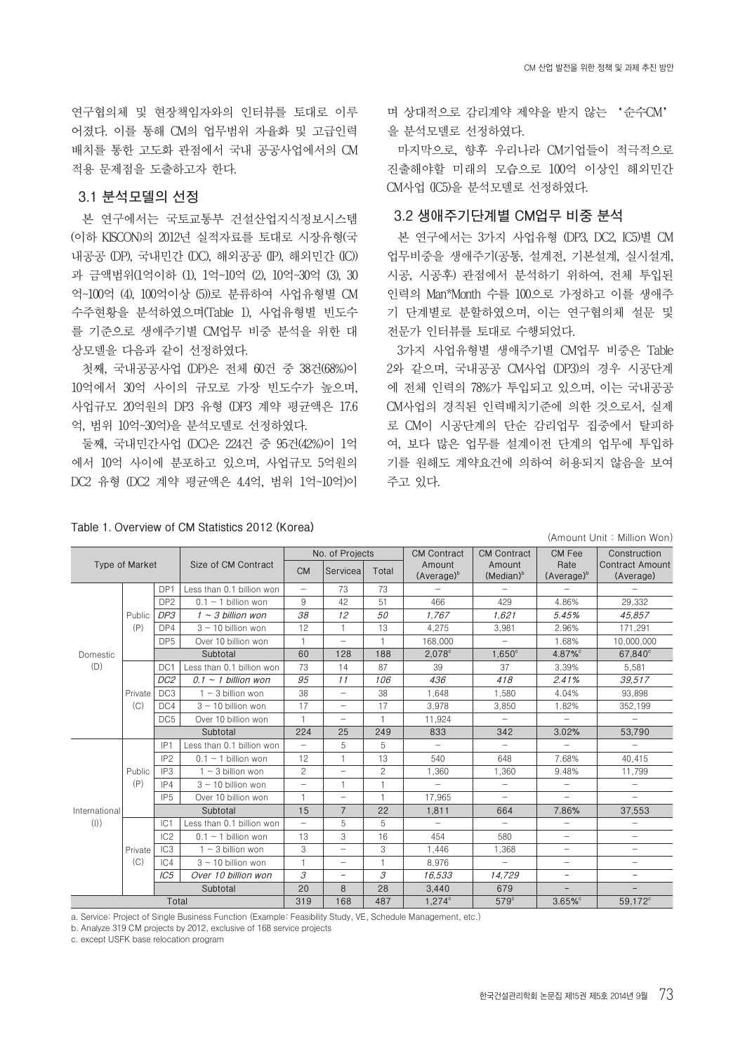연구협의체 및 현장책임자와의 인터뷰를 토대로 이루어졌다. 이를 통해 CM의 업무범위 자율화 및 고급인력 배치를 통한 고도화 관점에서 국내 공공사업에서의 CM 적용 문제점을 도출하고자 한다.

### 3.1 분석모델의 선정

본 연구에서는 국토교통부 건설산업지식정보시스템(이하 KISCON)의 2012년 실적자료를 토대로 시장유형(국내공공 (DP), 국내민간 (DC), 해외공공 (IP), 해외민간 (IC))과 금액범위(1억이하 (1), 1억~10억 (2), 10억~30억 (3), 30억~100억 (4), 100억이상 (5))로 분류하여 사업유형별 CM 수주현황을 분석하였으며(Table 1), 사업유형별 빈도수를 기준으로 생애주기별 CM업무 비중 분석을 위한 대상모델을 다음과 같이 선정하였다.

첫째, 국내공공사업 (DP)은 전체 60건 중 38건(68%)이 10억에서 30억 사이의 규모로 가장 빈도수가 높으며, 사업규모 20억원의 DP3 유형 (DP3 계약 평균액은 17.6억, 범위 10억~30억)을 분석모델로 선정하였다.

둘째, 국내민간사업 (DC)은 224건 중 95건(42%)이 1억에서 10억 사이에 분포하고 있으며, 사업규모 5억원의 DC2 유형 (DC2 계약 평균액은 4.4억, 범위 1억~10억)이며 상대적으로 감리계약 제약을 받지 않는 '순수CM'을 분석모델로 선정하였다.

마지막으로, 향후 우리나라 CM기업들이 적극적으로 진출해야할 미래의 모습으로 100억 이상인 해외민간 CM사업 (IC5)을 분석모델로 선정하였다.

### 3.2 생애주기단계별 CM업무 비중 분석

본 연구에서는 3가지 사업유형 (DP3, DC2, IC5)별 CM 업무비중을 생애주기(공통, 설계전, 기본설계, 실시설계, 시공, 시공후) 관점에서 분석하기 위하여, 전체 투입된 인력의 Man*Month 수를 100으로 가정하고 이를 생애주기 단계별로 분할하였으며, 이는 연구협의체 설문 및 전문가 인터뷰를 토대로 수행되었다.

3가지 사업유형별 생애주기별 CM업무 비중은 Table 2와 같으며, 국내공공 CM사업 (DP3)의 경우 시공단계에 전체 인력의 78%가 투입되고 있으며, 이는 국내공공 CM사업의 경직된 인력배치기준에 의한 것으로서, 실제로 CM이 시공단계의 단순 감리업무 집중에서 탈피하여, 보다 많은 업무를 설계이전 단계의 업무에 투입하기를 원해도 계약요건에 의하여 허용되지 않음을 보여주고 있다.

Table 1. Overview of CM Statistics 2012 (Korea)

(Amount Unit : Million Won)

| Type of Market | | | Size of CM Contract | No. of Projects | | | CM Contract Amount (Average)[b] | CM Contract Amount (Median)[b] | CM Fee Rate (Average)[b] | Construction Contract Amount (Average) |
|---|---|---|---|---|---|---|---|---|---|---|
| | | | | CM | Service[a] | Total | | | | |
| Domestic (D) | Public (P) | DP1 | Less than 0.1 billion won | – | 73 | 73 | – | – | – | – |
| | | DP2 | 0.1 ~ 1 billion won | 9 | 42 | 51 | 466 | 429 | 4.86% | 29,332 |
| | | *DP3* | *1 ~ 3 billion won* | *38* | *12* | *50* | *1,767* | *1,621* | *5.45%* | *45,857* |
| | | DP4 | 3 ~ 10 billion won | 12 | 1 | 13 | 4,275 | 3,981 | 2.96% | 171,291 |
| | | DP5 | Over 10 billion won | 1 | – | 1 | 168,000 | – | 1.68% | 10,000,000 |
| | | Subtotal | | 60 | 128 | 188 | 2,078[c] | 1,650[c] | 4.87%[c] | 67,840[c] |
| | Private (C) | DC1 | Less than 0.1 billion won | 73 | 14 | 87 | 39 | 37 | 3.39% | 5,581 |
| | | *DC2* | *0.1 ~ 1 billion won* | *95* | *11* | *106* | *436* | *418* | *2.41%* | *39,517* |
| | | DC3 | 1 ~ 3 billion won | 38 | – | 38 | 1,648 | 1,580 | 4.04% | 93,898 |
| | | DC4 | 3 ~ 10 billion won | 17 | – | 17 | 3,978 | 3,850 | 1.82% | 352,199 |
| | | DC5 | Over 10 billion won | 1 | – | 1 | 11,924 | – | – | – |
| | | Subtotal | | 224 | 25 | 249 | 833 | 342 | 3.02% | 53,790 |
| International (I) | Public (P) | IP1 | Less than 0.1 billion won | – | 5 | 5 | – | – | – | – |
| | | IP2 | 0.1 ~ 1 billion won | 12 | 1 | 13 | 540 | 648 | 7.68% | 40,415 |
| | | IP3 | 1 ~ 3 billion won | 2 | – | 2 | 1,360 | 1,360 | 9.48% | 11,799 |
| | | IP4 | 3 ~ 10 billion won | – | 1 | 1 | – | – | – | – |
| | | IP5 | Over 10 billion won | 1 | – | 1 | 17,965 | – | – | – |
| | | Subtotal | | 15 | 7 | 22 | 1,811 | 664 | 7.86% | 37,553 |
| | Private (C) | IC1 | Less than 0.1 billion won | – | 5 | 5 | – | – | – | – |
| | | IC2 | 0.1 ~ 1 billion won | 13 | 3 | 16 | 454 | 580 | – | – |
| | | IC3 | 1 ~ 3 billion won | 3 | – | 3 | 1,446 | 1,368 | – | – |
| | | IC4 | 3 ~ 10 billion won | 1 | – | 1 | 8,976 | – | – | – |
| | | *IC5* | *Over 10 billion won* | *3* | – | *3* | *16,533* | *14,729* | – | – |
| | | Subtotal | | 20 | 8 | 28 | 3,440 | 679 | – | – |
| Total | | | | 319 | 168 | 487 | 1,274[c] | 579[c] | 3.65%[c] | 59,172[c] |

a. Service: Project of Single Business Function (Example: Feasibility Study, VE, Schedule Management, etc.)

b. Analyze 319 CM projects by 2012, exclusive of 168 service projects

c. except USFK base relocation program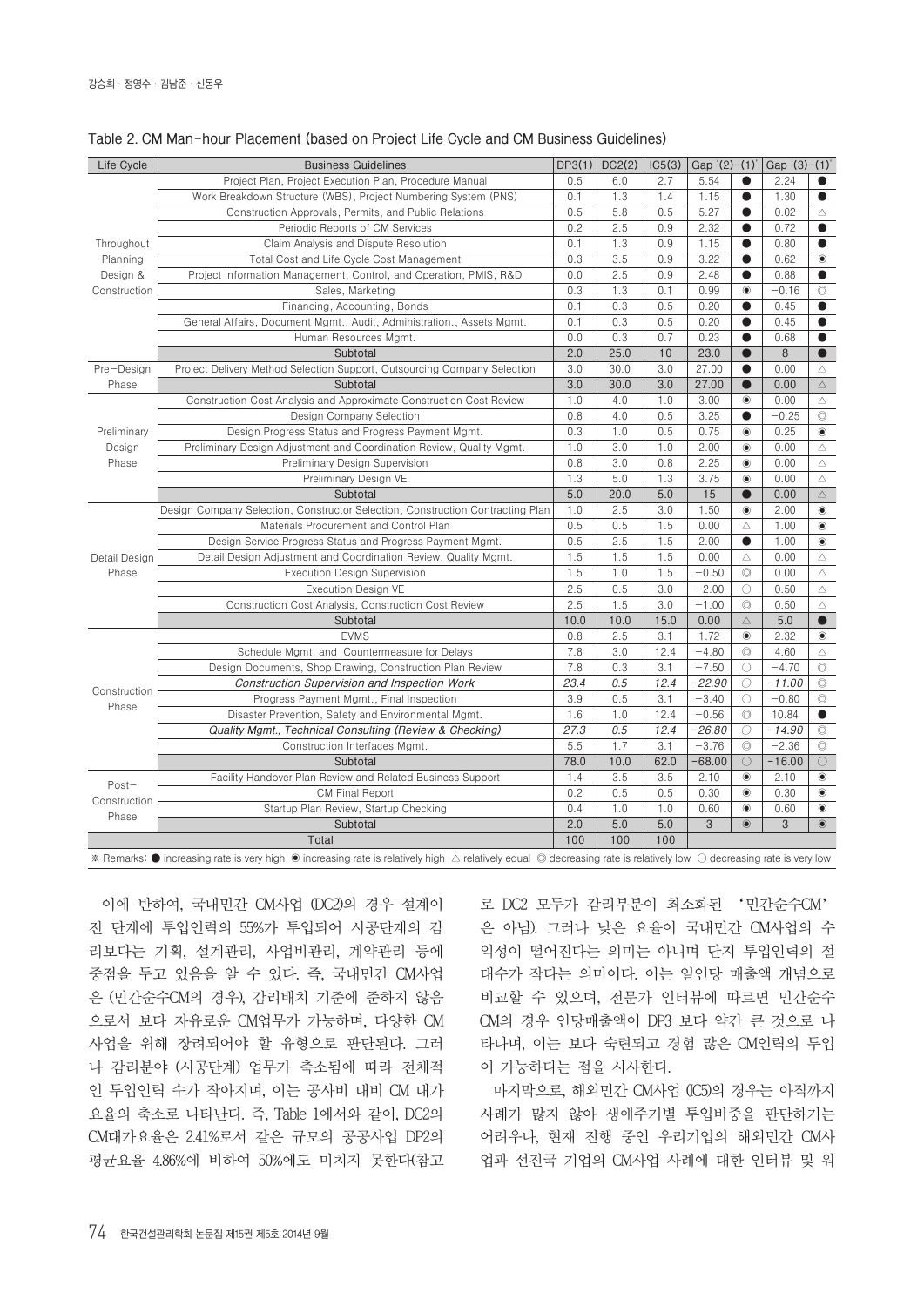Table 2. CM Man-hour Placement (based on Project Life Cycle and CM Business Guidelines)

| Life Cycle | Business Guidelines | DP3(1) | DC2(2) | IC5(3) | Gap '(2)-(1)' | | Gap '(3)-(1)' | |
|---|---|---|---|---|---|---|---|---|
| Throughout Planning Design & Construction | Project Plan, Project Execution Plan, Procedure Manual | 0.5 | 6.0 | 2.7 | 5.54 | ● | 2.24 | ● |
| | Work Breakdown Structure (WBS), Project Numbering System (PNS) | 0.1 | 1.3 | 1.4 | 1.15 | ● | 1.30 | ● |
| | Construction Approvals, Permits, and Public Relations | 0.5 | 5.8 | 0.5 | 5.27 | ● | 0.02 | △ |
| | Periodic Reports of CM Services | 0.2 | 2.5 | 0.9 | 2.32 | ● | 0.72 | ● |
| | Claim Analysis and Dispute Resolution | 0.1 | 1.3 | 0.9 | 1.15 | ● | 0.80 | ● |
| | Total Cost and Life Cycle Cost Management | 0.3 | 3.5 | 0.9 | 3.22 | ● | 0.62 | ◉ |
| | Project Information Management, Control, and Operation, PMIS, R&D | 0.0 | 2.5 | 0.9 | 2.48 | ● | 0.88 | ● |
| | Sales, Marketing | 0.3 | 1.3 | 0.1 | 0.99 | ◉ | −0.16 | ◎ |
| | Financing, Accounting, Bonds | 0.1 | 0.3 | 0.5 | 0.20 | ● | 0.45 | ● |
| | General Affairs, Document Mgmt., Audit, Administration., Assets Mgmt. | 0.1 | 0.3 | 0.5 | 0.20 | ● | 0.45 | ● |
| | Human Resources Mgmt. | 0.0 | 0.3 | 0.7 | 0.23 | ● | 0.68 | ● |
| | Subtotal | 2.0 | 25.0 | 10 | 23.0 | ● | 8 | ● |
| Pre-Design Phase | Project Delivery Method Selection Support, Outsourcing Company Selection | 3.0 | 30.0 | 3.0 | 27.00 | ● | 0.00 | △ |
| | Subtotal | 3.0 | 30.0 | 3.0 | 27.00 | ● | 0.00 | △ |
| Preliminary Design Phase | Construction Cost Analysis and Approximate Construction Cost Review | 1.0 | 4.0 | 1.0 | 3.00 | ◉ | 0.00 | △ |
| | Design Company Selection | 0.8 | 4.0 | 0.5 | 3.25 | ● | −0.25 | ◎ |
| | Design Progress Status and Progress Payment Mgmt. | 0.3 | 1.0 | 0.5 | 0.75 | ◉ | 0.25 | ◉ |
| | Preliminary Design Adjustment and Coordination Review, Quality Mgmt. | 1.0 | 3.0 | 1.0 | 2.00 | ◉ | 0.00 | △ |
| | Preliminary Design Supervision | 0.8 | 3.0 | 0.8 | 2.25 | ◉ | 0.00 | △ |
| | Preliminary Design VE | 1.3 | 5.0 | 1.3 | 3.75 | ◉ | 0.00 | △ |
| | Subtotal | 5.0 | 20.0 | 5.0 | 15 | ● | 0.00 | △ |
| Detail Design Phase | Design Company Selection, Constructor Selection, Construction Contracting Plan | 1.0 | 2.5 | 3.0 | 1.50 | ◉ | 2.00 | ◉ |
| | Materials Procurement and Control Plan | 0.5 | 0.5 | 1.5 | 0.00 | △ | 1.00 | ◉ |
| | Design Service Progress Status and Progress Payment Mgmt. | 0.5 | 2.5 | 1.5 | 2.00 | ● | 1.00 | ◉ |
| | Detail Design Adjustment and Coordination Review, Quality Mgmt. | 1.5 | 1.5 | 1.5 | 0.00 | △ | 0.00 | △ |
| | Execution Design Supervision | 1.5 | 1.0 | 1.5 | −0.50 | ◎ | 0.00 | △ |
| | Execution Design VE | 2.5 | 0.5 | 3.0 | −2.00 | ○ | 0.50 | △ |
| | Construction Cost Analysis, Construction Cost Review | 2.5 | 1.5 | 3.0 | −1.00 | ◎ | 0.50 | △ |
| | Subtotal | 10.0 | 10.0 | 15.0 | 0.00 | △ | 5.0 | ● |
| Construction Phase | EVMS | 0.8 | 2.5 | 3.1 | 1.72 | ◉ | 2.32 | ◉ |
| | Schedule Mgmt. and Countermeasure for Delays | 7.8 | 3.0 | 12.4 | −4.80 | ◎ | 4.60 | △ |
| | Design Documents, Shop Drawing, Construction Plan Review | 7.8 | 0.3 | 3.1 | −7.50 | ○ | −4.70 | ◎ |
| | *Construction Supervision and Inspection Work* | *23.4* | *0.5* | *12.4* | *−22.90* | ○ | *−11.00* | ◎ |
| | Progress Payment Mgmt., Final Inspection | 3.9 | 0.5 | 3.1 | −3.40 | ○ | −0.80 | ◎ |
| | Disaster Prevention, Safety and Environmental Mgmt. | 1.6 | 1.0 | 12.4 | −0.56 | ◎ | 10.84 | ● |
| | *Quality Mgmt., Technical Consulting (Review & Checking)* | *27.3* | *0.5* | *12.4* | *−26.80* | ○ | *−14.90* | ◎ |
| | Construction Interfaces Mgmt. | 5.5 | 1.7 | 3.1 | −3.76 | ◎ | −2.36 | ◎ |
| | Subtotal | 78.0 | 10.0 | 62.0 | −68.00 | ○ | −16.00 | ○ |
| Post-Construction Phase | Facility Handover Plan Review and Related Business Support | 1.4 | 3.5 | 3.5 | 2.10 | ◉ | 2.10 | ◉ |
| | CM Final Report | 0.2 | 0.5 | 0.5 | 0.30 | ◉ | 0.30 | ◉ |
| | Startup Plan Review, Startup Checking | 0.4 | 1.0 | 1.0 | 0.60 | ◉ | 0.60 | ◉ |
| | Subtotal | 2.0 | 5.0 | 5.0 | 3 | ◉ | 3 | ◉ |
| Total | | 100 | 100 | 100 | | | | |

※ Remarks: ● increasing rate is very high ◉ increasing rate is relatively high △ relatively equal ◎ decreasing rate is relatively low ○ decreasing rate is very low

이에 반하여, 국내민간 CM사업 (DC2)의 경우 설계이전 단계에 투입인력의 55%가 투입되어 시공단계의 감리보다는 기획, 설계관리, 사업비관리, 계약관리 등에 중점을 두고 있음을 알 수 있다. 즉, 국내민간 CM사업은 (민간순수CM의 경우), 감리배치 기준에 준하지 않음으로서 보다 자유로운 CM업무가 가능하며, 다양한 CM 사업을 위해 장려되어야 할 유형으로 판단된다. 그러나 감리분야 (시공단계) 업무가 축소됨에 따라 전체적인 투입인력 수가 작아지며, 이는 공사비 대비 CM 대가요율의 축소로 나타난다. 즉, Table 1에서와 같이, DC2의 CM대가요율은 2.41%로서 같은 규모의 공공사업 DP2의 평균요율 4.86%에 비하여 50%에도 미치지 못한다(참고로 DC2 모두가 감리부분이 최소화된 '민간순수CM'은 아님). 그러나 낮은 요율이 국내민간 CM사업의 수익성이 떨어진다는 의미는 아니며 단지 투입인력의 절대수가 작다는 의미이다. 이는 일인당 매출액 개념으로 비교할 수 있으며, 전문가 인터뷰에 따르면 민간순수 CM의 경우 인당매출액이 DP3 보다 약간 큰 것으로 나타나며, 이는 보다 숙련되고 경험 많은 CM인력의 투입이 가능하다는 점을 시사한다.

마지막으로, 해외민간 CM사업 (IC5)의 경우는 아직까지 사례가 많지 않아 생애주기별 투입비중을 판단하기는 어려우나, 현재 진행 중인 우리기업의 해외민간 CM사업과 선진국 기업의 CM사업 사례에 대한 인터뷰 및 위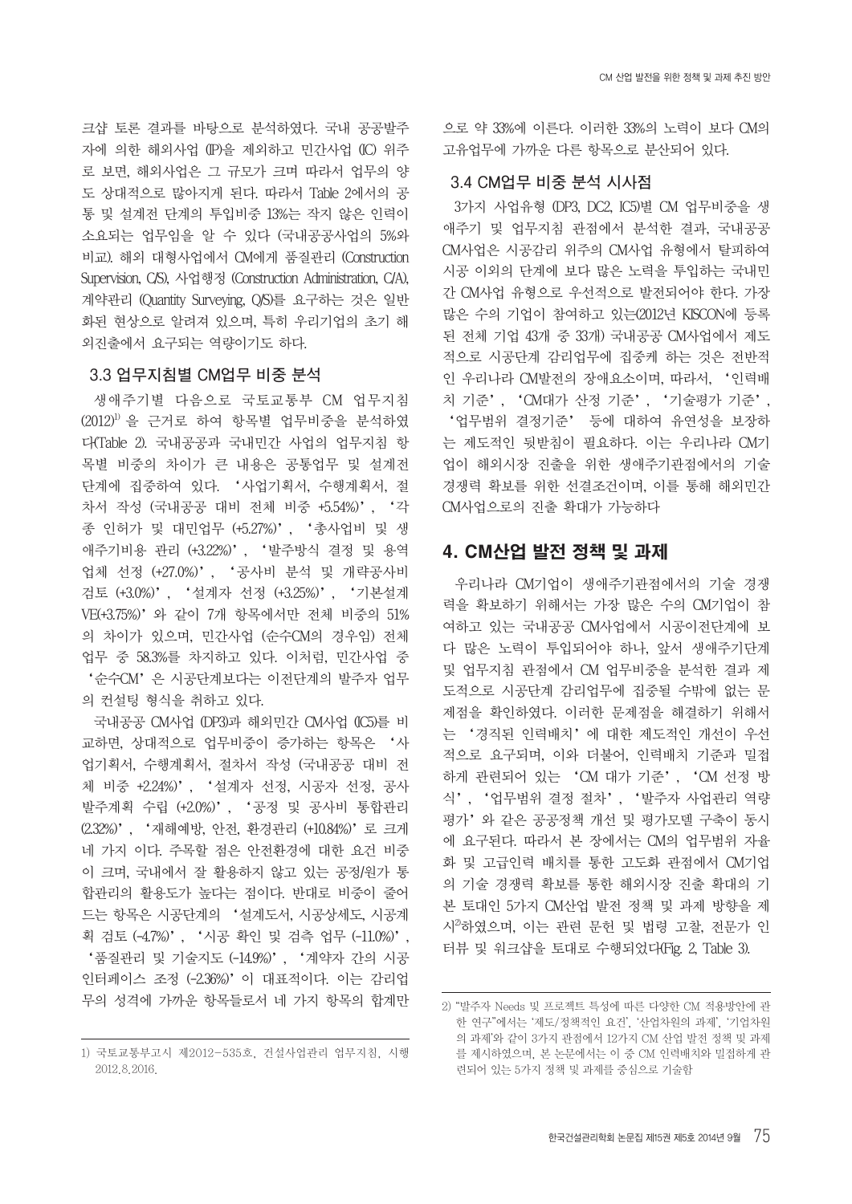크샵 토론 결과를 바탕으로 분석하였다. 국내 공공발주자에 의한 해외사업 (IP)을 제외하고 민간사업 (IC) 위주로 보면, 해외사업은 그 규모가 크며 따라서 업무의 양도 상대적으로 많아지게 된다. 따라서 Table 2에서의 공통 및 설계전 단계의 투입비중 13%는 작지 않은 인력이 소요되는 업무임을 알 수 있다 (국내공공사업의 5%와 비교). 해외 대형사업에서 CM에게 품질관리 (Construction Supervision, C/S), 사업행정 (Construction Administration, C/A), 계약관리 (Quantity Surveying, Q/S)를 요구하는 것은 일반화된 현상으로 알려져 있으며, 특히 우리기업의 초기 해외진출에서 요구되는 역량이기도 하다.

### 3.3 업무지침별 CM업무 비중 분석

생애주기별 다음으로 국토교통부 CM 업무지침 (2012)[1] 을 근거로 하여 항목별 업무비중을 분석하였다(Table 2). 국내공공과 국내민간 사업의 업무지침 항목별 비중의 차이가 큰 내용은 공통업무 및 설계전 단계에 집중하여 있다. '사업기획서, 수행계획서, 절차서 작성 (국내공공 대비 전체 비중 +5.54%)', '각종 인허가 및 대민업무 (+5.27%)', '총사업비 및 생애주기비용 관리 (+3.22%)', '발주방식 결정 및 용역업체 선정 (+27.0%)', '공사비 분석 및 개략공사비 검토 (+3.0%)', '설계자 선정 (+3.25%)', '기본설계 VE(+3.75%)' 와 같이 7개 항목에서만 전체 비중의 51%의 차이가 있으며, 민간사업 (순수CM의 경우임) 전체 업무 중 58.3%를 차지하고 있다. 이처럼, 민간사업 중 '순수CM' 은 시공단계보다는 이전단계의 발주자 업무의 컨설팅 형식을 취하고 있다.

국내공공 CM사업 (DP3)과 해외민간 CM사업 (IC5)를 비교하면, 상대적으로 업무비중이 증가하는 항목은 '사업기획서, 수행계획서, 절차서 작성 (국내공공 대비 전체 비중 +2.24%)', '설계자 선정, 시공자 선정, 공사발주계획 수립 (+2.0%)', '공정 및 공사비 통합관리 (2.32%)', '재해예방, 안전, 환경관리 (+10.84%)' 로 크게 네 가지 이다. 주목할 점은 안전환경에 대한 요건 비중이 크며, 국내에서 잘 활용하지 않고 있는 공정/원가 통합관리의 활용도가 높다는 점이다. 반대로 비중이 줄어드는 항목은 시공단계의 '설계도서, 시공상세도, 시공계획 검토 (-4.7%)', '시공 확인 및 검측 업무 (-11.0%)', '품질관리 및 기술지도 (-14.9%)', '계약자 간의 시공 인터페이스 조정 (-2.36%)' 이 대표적이다. 이는 감리업무의 성격에 가까운 항목들로서 네 가지 항목의 합계만으로 약 33%에 이른다. 이러한 33%의 노력이 보다 CM의 고유업무에 가까운 다른 항목으로 분산되어 있다.

### 3.4 CM업무 비중 분석 시사점

3가지 사업유형 (DP3, DC2, IC5)별 CM 업무비중을 생애주기 및 업무지침 관점에서 분석한 결과, 국내공공 CM사업은 시공감리 위주의 CM사업 유형에서 탈피하여 시공 이외의 단계에 보다 많은 노력을 투입하는 국내민간 CM사업 유형으로 우선적으로 발전되어야 한다. 가장 많은 수의 기업이 참여하고 있는(2012년 KISCON에 등록된 전체 기업 43개 중 33개) 국내공공 CM사업에서 제도적으로 시공단계 감리업무에 집중케 하는 것은 전반적인 우리나라 CM발전의 장애요소이며, 따라서, '인력배치 기준', 'CM대가 산정 기준', '기술평가 기준', '업무범위 결정기준' 등에 대하여 유연성을 보장하는 제도적인 뒷받침이 필요하다. 이는 우리나라 CM기업이 해외시장 진출을 위한 생애주기관점에서의 기술경쟁력 확보를 위한 선결조건이며, 이를 통해 해외민간 CM사업으로의 진출 확대가 가능하다

## 4. CM산업 발전 정책 및 과제

우리나라 CM기업이 생애주기관점에서의 기술 경쟁력을 확보하기 위해서는 가장 많은 수의 CM기업이 참여하고 있는 국내공공 CM사업에서 시공이전단계에 보다 많은 노력이 투입되어야 하나, 앞서 생애주기단계 및 업무지침 관점에서 CM 업무비중을 분석한 결과 제도적으로 시공단계 감리업무에 집중될 수밖에 없는 문제점을 확인하였다. 이러한 문제점을 해결하기 위해서는 '경직된 인력배치' 에 대한 제도적인 개선이 우선적으로 요구되며, 이와 더불어, 인력배치 기준과 밀접하게 관련되어 있는 'CM 대가 기준', 'CM 선정 방식', '업무범위 결정 절차', '발주자 사업관리 역량 평가' 와 같은 공공정책 개선 및 평가모델 구축이 동시에 요구된다. 따라서 본 장에서는 CM의 업무범위 자율화 및 고급인력 배치를 통한 고도화 관점에서 CM기업의 기술 경쟁력 확보를 통한 해외시장 진출 확대의 기본 토대인 5가지 CM산업 발전 정책 및 과제 방향을 제시[2]하였으며, 이는 관련 문헌 및 법령 고찰, 전문가 인터뷰 및 워크샵을 토대로 수행되었다(Fig. 2, Table 3).

---

1) 국토교통부고시 제2012-535호, 건설사업관리 업무지침, 시행 2012.8.2016.

2) "발주자 Needs 및 프로젝트 특성에 따른 다양한 CM 적용방안에 관한 연구"에서는 '제도/정책적인 요건', '산업차원의 과제', '기업차원의 과제'와 같이 3가지 관점에서 12가지 CM 산업 발전 정책 및 과제를 제시하였으며, 본 논문에서는 이 중 CM 인력배치와 밀접하게 관련되어 있는 5가지 정책 및 과제를 중심으로 기술함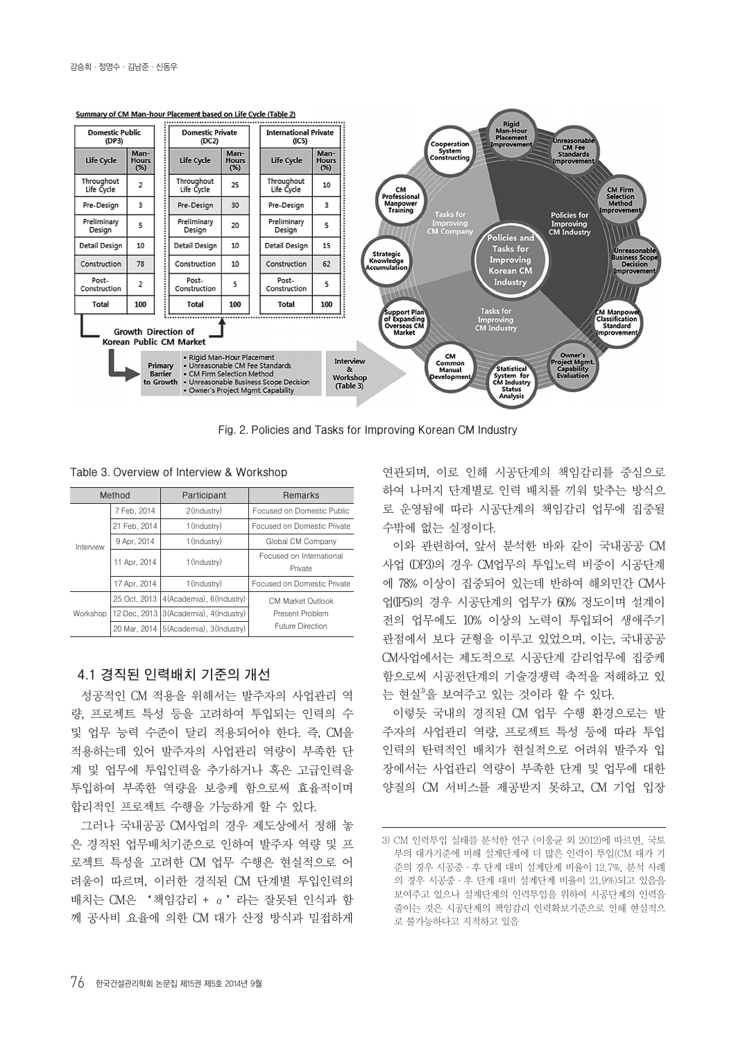Fig. 2. Policies and Tasks for Improving Korean CM Industry

Table 3. Overview of Interview & Workshop

| Method | | Participant | Remarks |
|---|---|---|---|
| Interview | 7 Feb, 2014 | 2(Industry) | Focused on Domestic Public |
| | 21 Feb, 2014 | 1(Industry) | Focused on Domestic Private |
| | 9 Apr, 2014 | 1(Industry) | Global CM Company |
| | 11 Apr, 2014 | 1(Industry) | Focused on International Private |
| | 17 Apr, 2014 | 1(Industry) | Focused on Domestic Private |
| Workshop | 25 Oct, 2013 | 4(Academia), 6(Industry) | CM Market Outlook |
| | 12 Dec, 2013 | 3(Academia), 4(Industry) | Present Problem |
| | 20 Mar, 2014 | 5(Academia), 3(Industry) | Future Direction |

## 4.1 경직된 인력배치 기준의 개선

성공적인 CM 적용을 위해서는 발주자의 사업관리 역량, 프로젝트 특성 등을 고려하여 투입되는 인력의 수 및 업무 능력 수준이 달리 적용되어야 한다. 즉, CM을 적용하는데 있어 발주자의 사업관리 역량이 부족한 단계 및 업무에 투입인력을 추가하거나 혹은 고급인력을 투입하여 부족한 역량을 보충케 함으로써 효율적이며 합리적인 프로젝트 수행을 가능하게 할 수 있다.

그러나 국내공공 CM사업의 경우 제도상에서 정해 놓은 경직된 업무배치기준으로 인하여 발주자 역량 및 프로젝트 특성을 고려한 CM 업무 수행은 현실적으로 어려움이 따르며, 이러한 경직된 CM 단계별 투입인력의 배치는 CM은 '책임감리 + $\alpha$'라는 잘못된 인식과 함께 공사비 요율에 의한 CM 대가 산정 방식과 밀접하게 연관되며, 이로 인해 시공단계의 책임감리를 중심으로 하여 나머지 단계별로 인력 배치를 끼워 맞추는 방식으로 운영됨에 따라 시공단계의 책임감리 업무에 집중될 수밖에 없는 실정이다.

이와 관련하여, 앞서 분석한 바와 같이 국내공공 CM 사업 (DP3)의 경우 CM업무의 투입노력 비중이 시공단계에 78% 이상이 집중되어 있는데 반하여 해외민간 CM사업(IP5)의 경우 시공단계의 업무가 60% 정도이며 설계이전의 업무에도 10% 이상의 노력이 투입되어 생애주기 관점에서 보다 균형을 이루고 있었으며, 이는, 국내공공 CM사업에서는 제도적으로 시공단계 감리업무에 집중케 함으로써 시공전단계의 기술경쟁력 축적을 저해하고 있는 현실[3]을 보여주고 있는 것이라 할 수 있다.

이렇듯 국내의 경직된 CM 업무 수행 환경으로는 발주자의 사업관리 역량, 프로젝트 특성 등에 따라 투입인력의 탄력적인 배치가 현실적으로 어려워 발주자 입장에서는 사업관리 역량이 부족한 단계 및 업무에 대한 양질의 CM 서비스를 제공받지 못하고, CM 기업 입장

3) CM 인력투입 실태를 분석한 연구 (이응균 외 2012)에 따르면, 국토부의 대가기준에 비해 설계단계에 더 많은 인력이 투입(CM 대가 기준의 경우 시공중 · 후 단계 대비 설계단계 비율이 12.7%, 분석 사례의 경우 시공중 · 후 단계 대비 설계단계 비율이 21.9%)되고 있음을 보여주고 있으나 설계단계의 인력투입을 위하여 시공단계의 인력을 줄이는 것은 시공단계의 책임감리 인력확보기준으로 인해 현실적으로 불가능하다고 지적하고 있음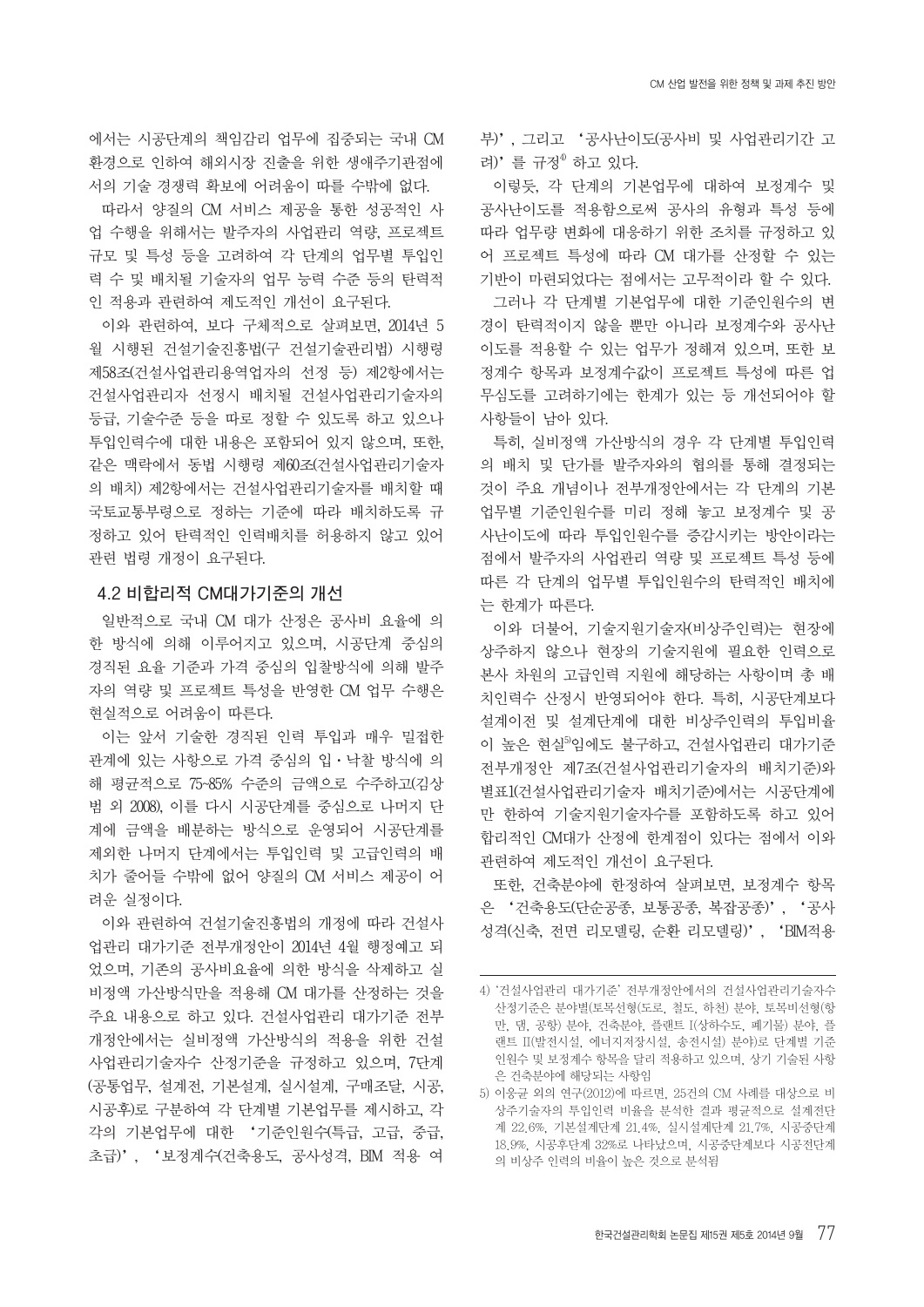에서는 시공단계의 책임감리 업무에 집중되는 국내 CM 환경으로 인하여 해외시장 진출을 위한 생애주기관점에서의 기술 경쟁력 확보에 어려움이 따를 수밖에 없다.

따라서 양질의 CM 서비스 제공을 통한 성공적인 사업 수행을 위해서는 발주자의 사업관리 역량, 프로젝트 규모 및 특성 등을 고려하여 각 단계의 업무별 투입인력 수 및 배치될 기술자의 업무 능력 수준 등의 탄력적인 적용과 관련하여 제도적인 개선이 요구된다.

이와 관련하여, 보다 구체적으로 살펴보면, 2014년 5월 시행된 건설기술진흥법(구 건설기술관리법) 시행령 제58조(건설사업관리용역업자의 선정 등) 제2항에서는 건설사업관리자 선정시 배치될 건설사업관리기술자의 등급, 기술수준 등을 따로 정할 수 있도록 하고 있으나 투입인력수에 대한 내용은 포함되어 있지 않으며, 또한, 같은 맥락에서 동법 시행령 제60조(건설사업관리기술자의 배치) 제2항에서는 건설사업관리기술자를 배치할 때 국토교통부령으로 정하는 기준에 따라 배치하도록 규정하고 있어 탄력적인 인력배치를 허용하지 않고 있어 관련 법령 개정이 요구된다.

## 4.2 비합리적 CM대가기준의 개선

일반적으로 국내 CM 대가 산정은 공사비 요율에 의한 방식에 의해 이루어지고 있으며, 시공단계 중심의 경직된 요율 기준과 가격 중심의 입찰방식에 의해 발주자의 역량 및 프로젝트 특성을 반영한 CM 업무 수행은 현실적으로 어려움이 따른다.

이는 앞서 기술한 경직된 인력 투입과 매우 밀접한 관계에 있는 사항으로 가격 중심의 입·낙찰 방식에 의해 평균적으로 75~85% 수준의 금액으로 수주하고(김상범 외 2008), 이를 다시 시공단계를 중심으로 나머지 단계에 금액을 배분하는 방식으로 운영되어 시공단계를 제외한 나머지 단계에서는 투입인력 및 고급인력의 배치가 줄어들 수밖에 없어 양질의 CM 서비스 제공이 어려운 실정이다.

이와 관련하여 건설기술진흥법의 개정에 따라 건설사업관리 대가기준 전부개정안이 2014년 4월 행정예고 되었으며, 기존의 공사비요율에 의한 방식을 삭제하고 실비정액 가산방식만을 적용해 CM 대가를 산정하는 것을 주요 내용으로 하고 있다. 건설사업관리 대가기준 전부개정안에서는 실비정액 가산방식의 적용을 위한 건설사업관리기술자수 산정기준을 규정하고 있으며, 7단계(공통업무, 설계전, 기본설계, 실시설계, 구매조달, 시공, 시공후)로 구분하여 각 단계별 기본업무를 제시하고, 각각의 기본업무에 대한 '기준인원수(특급, 고급, 중급, 초급)', '보정계수(건축용도, 공사성격, BIM 적용 여부)', 그리고 '공사난이도(공사비 및 사업관리기간 고려)'를 규정[4] 하고 있다.

이렇듯, 각 단계의 기본업무에 대하여 보정계수 및 공사난이도를 적용함으로써 공사의 유형과 특성 등에 따라 업무량 변화에 대응하기 위한 조치를 규정하고 있어 프로젝트 특성에 따라 CM 대가를 산정할 수 있는 기반이 마련되었다는 점에서는 고무적이라 할 수 있다.

그러나 각 단계별 기본업무에 대한 기준인원수의 변경이 탄력적이지 않을 뿐만 아니라 보정계수와 공사난이도를 적용할 수 있는 업무가 정해져 있으며, 또한 보정계수 항목과 보정계수값이 프로젝트 특성에 따른 업무심도를 고려하기에는 한계가 있는 등 개선되어야 할 사항들이 남아 있다.

특히, 실비정액 가산방식의 경우 각 단계별 투입인력의 배치 및 단가를 발주자와의 협의를 통해 결정되는 것이 주요 개념이나 전부개정안에서는 각 단계의 기본업무별 기준인원수를 미리 정해 놓고 보정계수 및 공사난이도에 따라 투입인원수를 증감시키는 방안이라는 점에서 발주자의 사업관리 역량 및 프로젝트 특성 등에 따른 각 단계의 업무별 투입인원수의 탄력적인 배치에는 한계가 따른다.

이와 더불어, 기술지원기술자(비상주인력)는 현장에 상주하지 않으나 현장의 기술지원에 필요한 인력으로 본사 차원의 고급인력 지원에 해당하는 사항이며 총 배치인력수 산정시 반영되어야 한다. 특히, 시공단계보다 설계이전 및 설계단계에 대한 비상주인력의 투입비율이 높은 현실[5]임에도 불구하고, 건설사업관리 대가기준 전부개정안 제7조(건설사업관리기술자의 배치기준)와 별표1(건설사업관리기술자 배치기준)에서는 시공단계에만 한하여 기술지원기술자수를 포함하도록 하고 있어 합리적인 CM대가 산정에 한계점이 있다는 점에서 이와 관련하여 제도적인 개선이 요구된다.

또한, 건축분야에 한정하여 살펴보면, 보정계수 항목은 '건축용도(단순공종, 보통공종, 복잡공종)', '공사성격(신축, 전면 리모델링, 순환 리모델링)', 'BIM적용

---

4) '건설사업관리 대가기준' 전부개정안에서의 건설사업관리기술자수 산정기준은 분야별(토목선형(도로, 철도, 하천) 분야, 토목비선형(항만, 댐, 공항) 분야, 건축분야, 플랜트 I(상하수도, 폐기물) 분야, 플랜트 II(발전시설, 에너지저장시설, 송전시설) 분야)로 단계별 기준인원수 및 보정계수 항목을 달리 적용하고 있으며, 상기 기술된 사항은 건축분야에 해당되는 사항임

5) 이웅균 외의 연구(2012)에 따르면, 25건의 CM 사례를 대상으로 비상주기술자의 투입인력 비율을 분석한 결과 평균적으로 설계전단계 22.6%, 기본설계단계 21.4%, 실시설계단계 21.7%, 시공중단계 18.9%, 시공후단계 32%로 나타났으며, 시공중단계보다 시공전단계의 비상주 인력의 비율이 높은 것으로 분석됨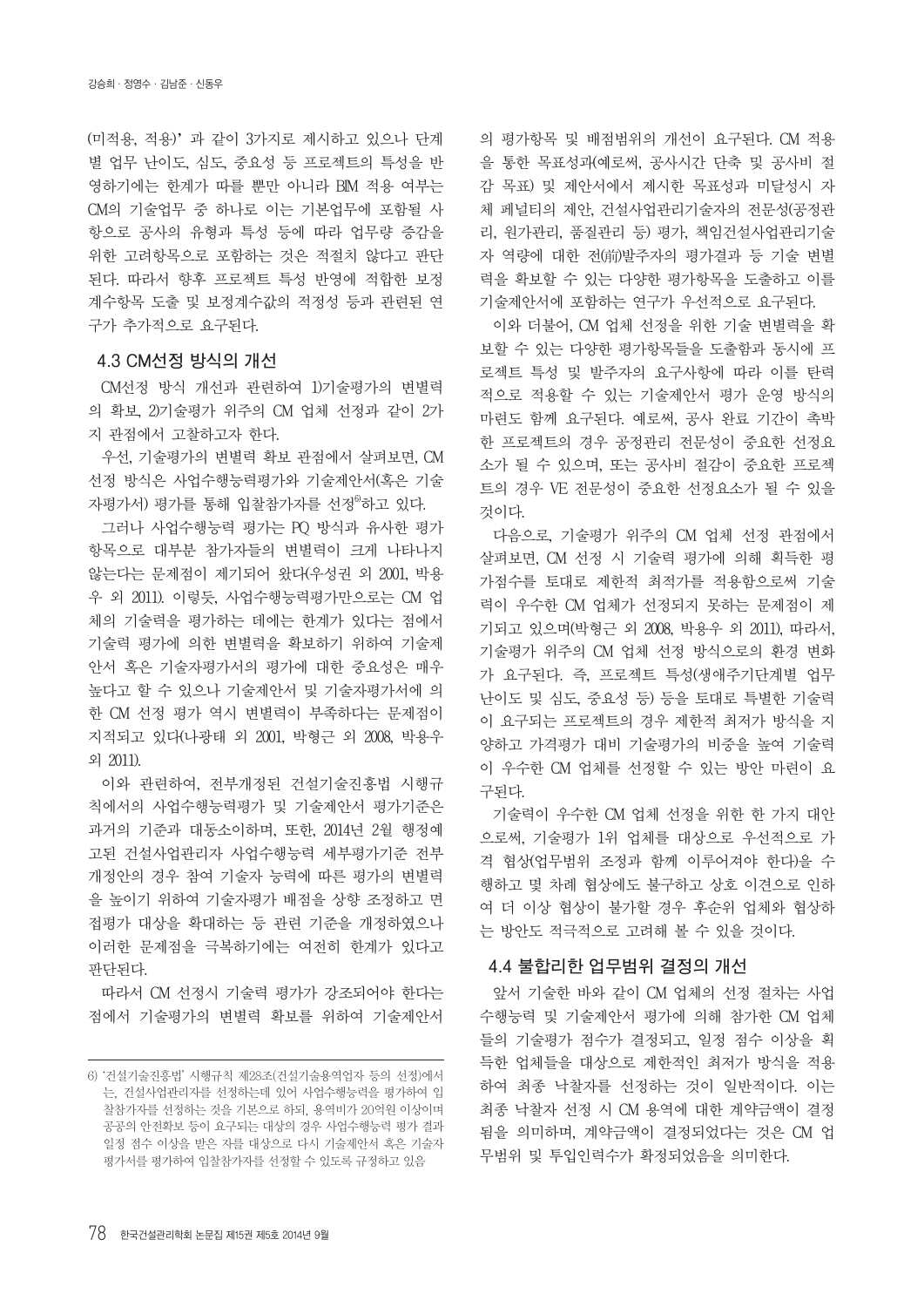(미적용, 적용)' 과 같이 3가지로 제시하고 있으나 단계별 업무 난이도, 심도, 중요성 등 프로젝트의 특성을 반영하기에는 한계가 따를 뿐만 아니라 BIM 적용 여부는 CM의 기술업무 중 하나로 이는 기본업무에 포함될 사항으로 공사의 유형과 특성 등에 따라 업무량 증감을 위한 고려항목으로 포함하는 것은 적절치 않다고 판단된다. 따라서 향후 프로젝트 특성 반영에 적합한 보정계수항목 도출 및 보정계수값의 적정성 등과 관련된 연구가 추가적으로 요구된다.

### 4.3 CM선정 방식의 개선

CM선정 방식 개선과 관련하여 1)기술평가의 변별력의 확보, 2)기술평가 위주의 CM 업체 선정과 같이 2가지 관점에서 고찰하고자 한다.

우선, 기술평가의 변별력 확보 관점에서 살펴보면, CM 선정 방식은 사업수행능력평가와 기술제안서(혹은 기술자평가서) 평가를 통해 입찰참가자를 선정[6]하고 있다.

그러나 사업수행능력 평가는 PQ 방식과 유사한 평가항목으로 대부분 참가자들의 변별력이 크게 나타나지 않는다는 문제점이 제기되어 왔다(우성권 외 2001, 박용우 외 2011). 이렇듯, 사업수행능력평가만으로는 CM 업체의 기술력을 평가하는 데에는 한계가 있다는 점에서 기술력 평가에 의한 변별력을 확보하기 위하여 기술제안서 혹은 기술자평가서의 평가에 대한 중요성은 매우 높다고 할 수 있으나 기술제안서 및 기술자평가서에 의한 CM 선정 평가 역시 변별력이 부족하다는 문제점이 지적되고 있다(나광태 외 2001, 박형근 외 2008, 박용우 외 2011).

이와 관련하여, 전부개정된 건설기술진흥법 시행규칙에서의 사업수행능력평가 및 기술제안서 평가기준은 과거의 기준과 대동소이하며, 또한, 2014년 2월 행정예고된 건설사업관리자 사업수행능력 세부평가기준 전부개정안의 경우 참여 기술자 능력에 따른 평가의 변별력을 높이기 위하여 기술자평가 배점을 상향 조정하고 면접평가 대상을 확대하는 등 관련 기준을 개정하였으나 이러한 문제점을 극복하기에는 여전히 한계가 있다고 판단된다.

따라서 CM 선정시 기술력 평가가 강조되어야 한다는 점에서 기술평가의 변별력 확보를 위하여 기술제안서의 평가항목 및 배점범위의 개선이 요구된다. CM 적용을 통한 목표성과(예로써, 공사시간 단축 및 공사비 절감 목표) 및 제안서에서 제시한 목표성과 미달성시 자체 페널티의 제안, 건설사업관리기술자의 전문성(공정관리, 원가관리, 품질관리 등) 평가, 책임건설사업관리기술자 역량에 대한 전(前)발주자의 평가결과 등 기술 변별력을 확보할 수 있는 다양한 평가항목을 도출하고 이를 기술제안서에 포함하는 연구가 우선적으로 요구된다.

이와 더불어, CM 업체 선정을 위한 기술 변별력을 확보할 수 있는 다양한 평가항목들을 도출함과 동시에 프로젝트 특성 및 발주자의 요구사항에 따라 이를 탄력적으로 적용할 수 있는 기술제안서 평가 운영 방식의 마련도 함께 요구된다. 예로써, 공사 완료 기간이 촉박한 프로젝트의 경우 공정관리 전문성이 중요한 선정요소가 될 수 있으며, 또는 공사비 절감이 중요한 프로젝트의 경우 VE 전문성이 중요한 선정요소가 될 수 있을 것이다.

다음으로, 기술평가 위주의 CM 업체 선정 관점에서 살펴보면, CM 선정 시 기술력 평가에 의해 획득한 평가점수를 토대로 제한적 최적가를 적용함으로써 기술력이 우수한 CM 업체가 선정되지 못하는 문제점이 제기되고 있으며(박형근 외 2008, 박용우 외 2011), 따라서, 기술평가 위주의 CM 업체 선정 방식으로의 환경 변화가 요구된다. 즉, 프로젝트 특성(생애주기단계별 업무 난이도 및 심도, 중요성 등) 등을 토대로 특별한 기술력이 요구되는 프로젝트의 경우 제한적 최저가 방식을 지양하고 가격평가 대비 기술평가의 비중을 높여 기술력이 우수한 CM 업체를 선정할 수 있는 방안 마련이 요구된다.

기술력이 우수한 CM 업체 선정을 위한 한 가지 대안으로써, 기술평가 1위 업체를 대상으로 우선적으로 가격 협상(업무범위 조정과 함께 이루어져야 한다)을 수행하고 몇 차례 협상에도 불구하고 상호 이견으로 인하여 더 이상 협상이 불가할 경우 후순위 업체와 협상하는 방안도 적극적으로 고려해 볼 수 있을 것이다.

### 4.4 불합리한 업무범위 결정의 개선

앞서 기술한 바와 같이 CM 업체의 선정 절차는 사업수행능력 및 기술제안서 평가에 의해 참가한 CM 업체들의 기술평가 점수가 결정되고, 일정 점수 이상을 획득한 업체들을 대상으로 제한적인 최저가 방식을 적용하여 최종 낙찰자를 선정하는 것이 일반적이다. 이는 최종 낙찰자 선정 시 CM 용역에 대한 계약금액이 결정됨을 의미하며, 계약금액이 결정되었다는 것은 CM 업무범위 및 투입인력수가 확정되었음을 의미한다.

---

6) '건설기술진흥법' 시행규칙 제28조(건설기술용역업자 등의 선정)에서는, 건설사업관리자를 선정하는데 있어 사업수행능력을 평가하여 입찰참가자를 선정하는 것을 기본으로 하되, 용역비가 20억원 이상이며 공공의 안전확보 등이 요구되는 대상의 경우 사업수행능력 평가 결과 일정 점수 이상을 받은 자를 대상으로 다시 기술제안서 혹은 기술자평가서를 평가하여 입찰참가자를 선정할 수 있도록 규정하고 있음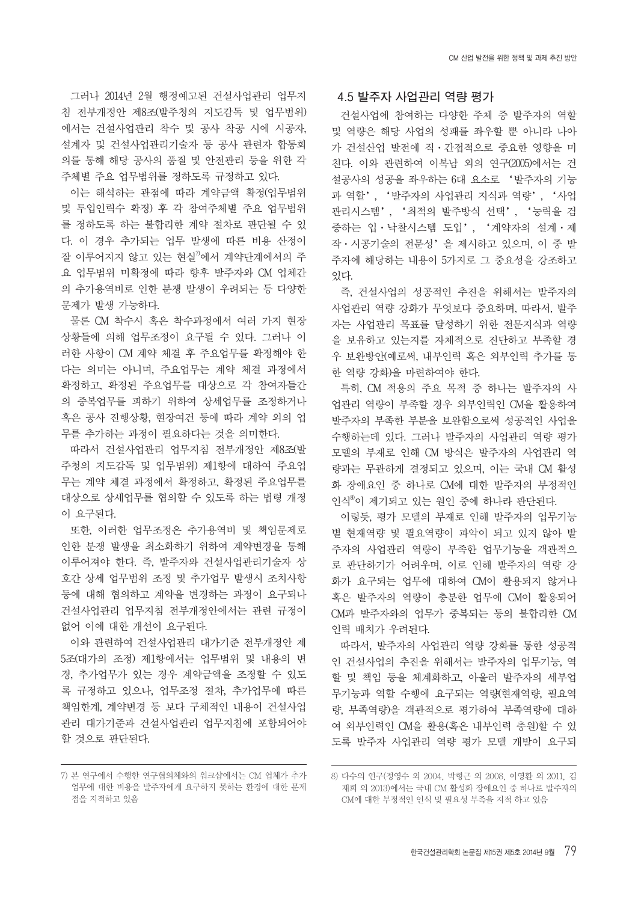그러나 2014년 2월 행정예고된 건설사업관리 업무지침 전부개정안 제8조(발주청의 지도감독 및 업무범위)에서는 건설사업관리 착수 및 공사 착공 시에 시공자, 설계자 및 건설사업관리기술자 등 공사 관련자 합동회의를 통해 해당 공사의 품질 및 안전관리 등을 위한 각 주체별 주요 업무범위를 정하도록 규정하고 있다.

이는 해석하는 관점에 따라 계약금액 확정(업무범위 및 투입인력수 확정) 후 각 참여주체별 주요 업무범위를 정하도록 하는 불합리한 계약 절차로 판단될 수 있다. 이 경우 추가되는 업무 발생에 따른 비용 산정이 잘 이루어지지 않고 있는 현실[7]에서 계약단계에서의 주요 업무범위 미확정에 따라 향후 발주자와 CM 업체간의 추가용역비로 인한 분쟁 발생이 우려되는 등 다양한 문제가 발생 가능하다.

물론 CM 착수시 혹은 착수과정에서 여러 가지 현장 상황들에 의해 업무조정이 요구될 수 있다. 그러나 이러한 사항이 CM 계약 체결 후 주요업무를 확정해야 한다는 의미는 아니며, 주요업무는 계약 체결 과정에서 확정하고, 확정된 주요업무를 대상으로 각 참여자들간의 중복업무를 피하기 위하여 상세업무를 조정하거나 혹은 공사 진행상황, 현장여건 등에 따라 계약 외의 업무를 추가하는 과정이 필요하다는 것을 의미한다.

따라서 건설사업관리 업무지침 전부개정안 제8조(발주청의 지도감독 및 업무범위) 제1항에 대하여 주요업무는 계약 체결 과정에서 확정하고, 확정된 주요업무를 대상으로 상세업무를 협의할 수 있도록 하는 법령 개정이 요구된다.

또한, 이러한 업무조정은 추가용역비 및 책임문제로 인한 분쟁 발생을 최소화하기 위하여 계약변경을 통해 이루어져야 한다. 즉, 발주자와 건설사업관리기술자 상호간 상세 업무범위 조정 및 추가업무 발생시 조치사항 등에 대해 협의하고 계약을 변경하는 과정이 요구되나 건설사업관리 업무지침 전부개정안에서는 관련 규정이 없어 이에 대한 개선이 요구된다.

이와 관련하여 건설사업관리 대가기준 전부개정안 제5조(대가의 조정) 제1항에서는 업무범위 및 내용의 변경, 추가업무가 있는 경우 계약금액을 조정할 수 있도록 규정하고 있으나, 업무조정 절차, 추가업무에 따른 책임한계, 계약변경 등 보다 구체적인 내용이 건설사업관리 대가기준과 건설사업관리 업무지침에 포함되어야 할 것으로 판단된다.

### 4.5 발주자 사업관리 역량 평가

건설사업에 참여하는 다양한 주체 중 발주자의 역할 및 역량은 해당 사업의 성패를 좌우할 뿐 아니라 나아가 건설산업 발전에 직·간접적으로 중요한 영향을 미친다. 이와 관련하여 이복남 외의 연구(2005)에서는 건설공사의 성공을 좌우하는 6대 요소로 '발주자의 기능과 역할', '발주자의 사업관리 지식과 역량', '사업관리시스템', '최적의 발주방식 선택', '능력을 검증하는 입·낙찰시스템 도입', '계약자의 설계·제작·시공기술의 전문성'을 제시하고 있으며, 이 중 발주자에 해당하는 내용이 5가지로 그 중요성을 강조하고 있다.

즉, 건설사업의 성공적인 추진을 위해서는 발주자의 사업관리 역량 강화가 무엇보다 중요하며, 따라서, 발주자는 사업관리 목표를 달성하기 위한 전문지식과 역량을 보유하고 있는지를 자체적으로 진단하고 부족할 경우 보완방안(예로써, 내부인력 혹은 외부인력 추가를 통한 역량 강화)을 마련하여야 한다.

특히, CM 적용의 주요 목적 중 하나는 발주자의 사업관리 역량이 부족할 경우 외부인력인 CM을 활용하여 발주자의 부족한 부분을 보완함으로써 성공적인 사업을 수행하는데 있다. 그러나 발주자의 사업관리 역량 평가 모델의 부재로 인해 CM 방식은 발주자의 사업관리 역량과는 무관하게 결정되고 있으며, 이는 국내 CM 활성화 장애요인 중 하나로 CM에 대한 발주자의 부정적인 인식[8]이 제기되고 있는 원인 중에 하나라 판단된다.

이렇듯, 평가 모델의 부재로 인해 발주자의 업무기능별 현재역량 및 필요역량이 파악이 되고 있지 않아 발주자의 사업관리 역량이 부족한 업무기능을 객관적으로 판단하기가 어려우며, 이로 인해 발주자의 역량 강화가 요구되는 업무에 대하여 CM이 활용되지 않거나 혹은 발주자의 역량이 충분한 업무에 CM이 활용되어 CM과 발주자와의 업무가 중복되는 등의 불합리한 CM 인력 배치가 우려된다.

따라서, 발주자의 사업관리 역량 강화를 통한 성공적인 건설사업의 추진을 위해서는 발주자의 업무기능, 역할 및 책임 등을 체계화하고, 아울러 발주자의 세부업무기능과 역할 수행에 요구되는 역량(현재역량, 필요역량, 부족역량)을 객관적으로 평가하여 부족역량에 대하여 외부인력인 CM을 활용(혹은 내부인력 충원)할 수 있도록 발주자 사업관리 역량 평가 모델 개발이 요구되

---

7) 본 연구에서 수행한 연구협의체와의 워크샵에서는 CM 업체가 추가업무에 대한 비용을 발주자에게 요구하지 못하는 환경에 대한 문제점을 지적하고 있음

8) 다수의 연구(정영수 외 2004, 박형근 외 2008, 이영환 외 2011, 김재희 외 2013)에서는 국내 CM 활성화 장애요인 중 하나로 발주자의 CM에 대한 부정적인 인식 및 필요성 부족을 지적 하고 있음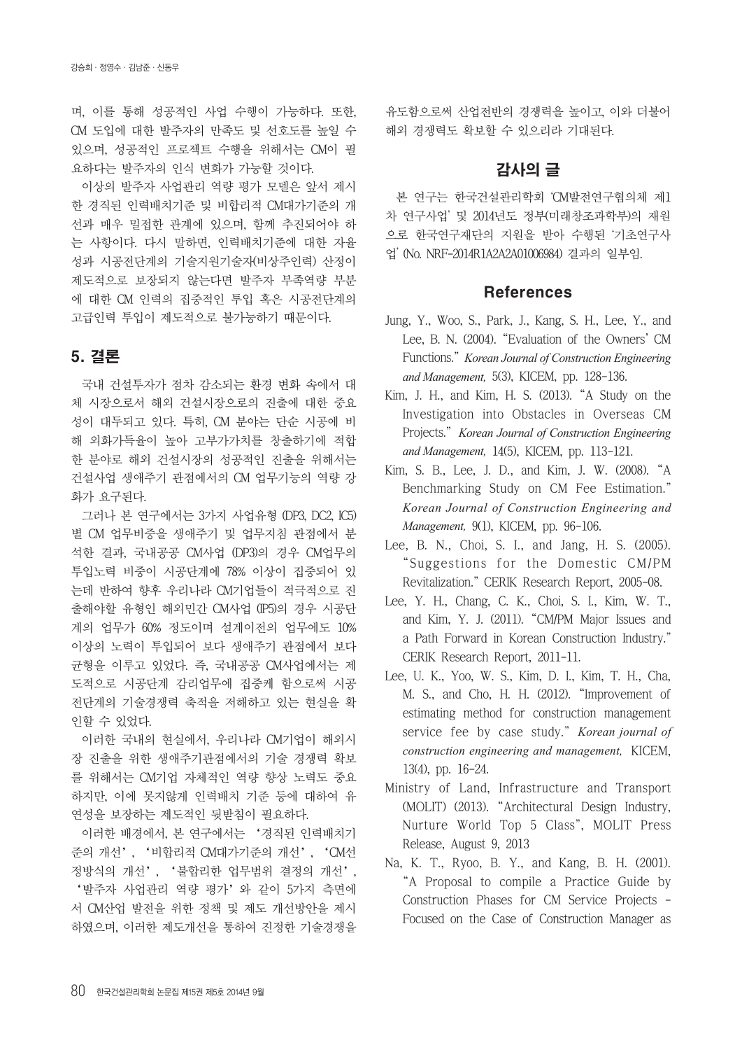며, 이를 통해 성공적인 사업 수행이 가능하다. 또한, CM 도입에 대한 발주자의 만족도 및 선호도를 높일 수 있으며, 성공적인 프로젝트 수행을 위해서는 CM이 필요하다는 발주자의 인식 변화가 가능할 것이다.

이상의 발주자 사업관리 역량 평가 모델은 앞서 제시한 경직된 인력배치기준 및 비합리적 CM대가기준의 개선과 매우 밀접한 관계에 있으며, 함께 추진되어야 하는 사항이다. 다시 말하면, 인력배치기준에 대한 자율성과 시공전단계의 기술지원기술자(비상주인력) 산정이 제도적으로 보장되지 않는다면 발주자 부족역량 부분에 대한 CM 인력의 집중적인 투입 혹은 시공전단계의 고급인력 투입이 제도적으로 불가능하기 때문이다.

## 5. 결론

국내 건설투자가 점차 감소되는 환경 변화 속에서 대체 시장으로서 해외 건설시장으로의 진출에 대한 중요성이 대두되고 있다. 특히, CM 분야는 단순 시공에 비해 외화가득율이 높아 고부가가치를 창출하기에 적합한 분야로 해외 건설시장의 성공적인 진출을 위해서는 건설사업 생애주기 관점에서의 CM 업무기능의 역량 강화가 요구된다.

그러나 본 연구에서는 3가지 사업유형 (DP3, DC2, IC5) 별 CM 업무비중을 생애주기 및 업무지침 관점에서 분석한 결과, 국내공공 CM사업 (DP3)의 경우 CM업무의 투입노력 비중이 시공단계에 78% 이상이 집중되어 있는데 반하여 향후 우리나라 CM기업들이 적극적으로 진출해야할 유형인 해외민간 CM사업 (IP5)의 경우 시공단계의 업무가 60% 정도이며 설계이전의 업무에도 10% 이상의 노력이 투입되어 보다 생애주기 관점에서 보다 균형을 이루고 있었다. 즉, 국내공공 CM사업에서는 제도적으로 시공단계 감리업무에 집중케 함으로써 시공전단계의 기술경쟁력 축적을 저해하고 있는 현실을 확인할 수 있었다.

이러한 국내의 현실에서, 우리나라 CM기업이 해외시장 진출을 위한 생애주기관점에서의 기술 경쟁력 확보를 위해서는 CM기업 자체적인 역량 향상 노력도 중요하지만, 이에 못지않게 인력배치 기준 등에 대하여 유연성을 보장하는 제도적인 뒷받침이 필요하다.

이러한 배경에서, 본 연구에서는 '경직된 인력배치기준의 개선', '비합리적 CM대가기준의 개선', 'CM선정방식의 개선', '불합리한 업무범위 결정의 개선', '발주자 사업관리 역량 평가'와 같이 5가지 측면에서 CM산업 발전을 위한 정책 및 제도 개선방안을 제시하였으며, 이러한 제도개선을 통하여 진정한 기술경쟁을 유도함으로써 산업전반의 경쟁력을 높이고, 이와 더불어 해외 경쟁력도 확보할 수 있으리라 기대된다.

## 감사의 글

본 연구는 한국건설관리학회 'CM발전연구협의체 제1차 연구사업' 및 2014년도 정부(미래창조과학부)의 재원으로 한국연구재단의 지원을 받아 수행된 '기초연구사업' (No. NRF-2014R1A2A2A01006984) 결과의 일부임.

## References

Jung, Y., Woo, S., Park, J., Kang, S. H., Lee, Y., and Lee, B. N. (2004). "Evaluation of the Owners' CM Functions." *Korean Journal of Construction Engineering and Management,* 5(3), KICEM, pp. 128-136.

Kim, J. H., and Kim, H. S. (2013). "A Study on the Investigation into Obstacles in Overseas CM Projects." *Korean Journal of Construction Engineering and Management,* 14(5), KICEM, pp. 113-121.

Kim, S. B., Lee, J. D., and Kim, J. W. (2008). "A Benchmarking Study on CM Fee Estimation." *Korean Journal of Construction Engineering and Management,* 9(1), KICEM, pp. 96-106.

Lee, B. N., Choi, S. I., and Jang, H. S. (2005). "Suggestions for the Domestic CM/PM Revitalization." CERIK Research Report, 2005-08.

Lee, Y. H., Chang, C. K., Choi, S. I., Kim, W. T., and Kim, Y. J. (2011). "CM/PM Major Issues and a Path Forward in Korean Construction Industry." CERIK Research Report, 2011-11.

Lee, U. K., Yoo, W. S., Kim, D. I., Kim, T. H., Cha, M. S., and Cho, H. H. (2012). "Improvement of estimating method for construction management service fee by case study." *Korean journal of construction engineering and management,* KICEM, 13(4), pp. 16-24.

Ministry of Land, Infrastructure and Transport (MOLIT) (2013). "Architectural Design Industry, Nurture World Top 5 Class", MOLIT Press Release, August 9, 2013

Na, K. T., Ryoo, B. Y., and Kang, B. H. (2001). "A Proposal to compile a Practice Guide by Construction Phases for CM Service Projects - Focused on the Case of Construction Manager as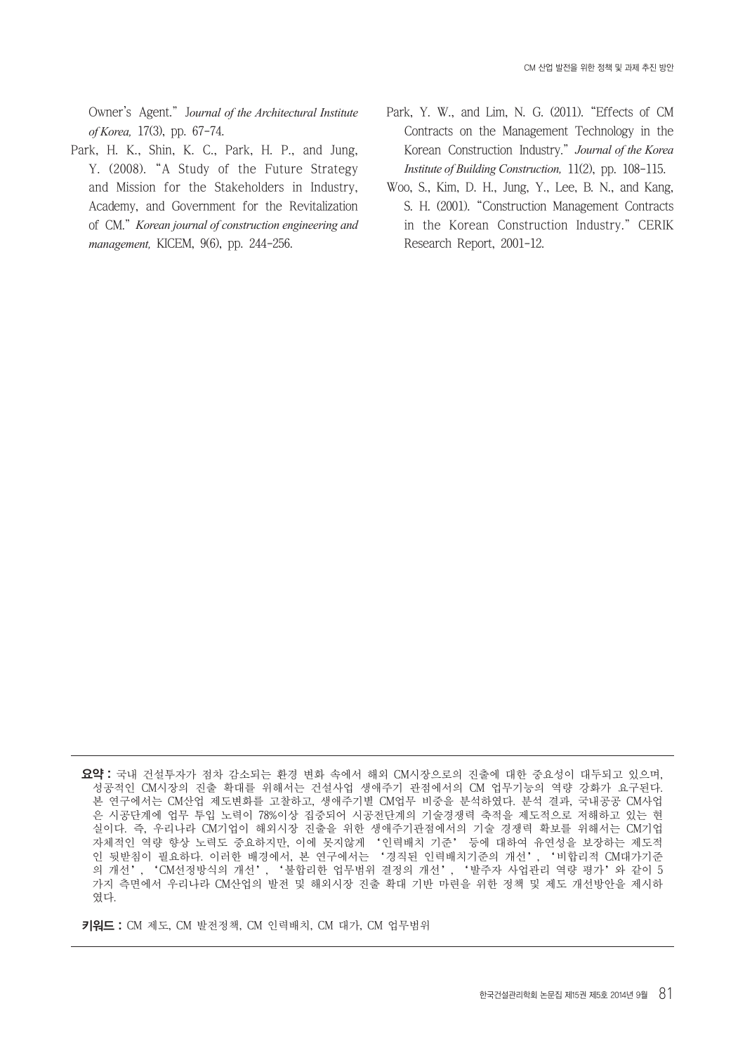Owner's Agent." *Journal of the Architectural Institute of Korea,* 17(3), pp. 67-74.

Park, H. K., Shin, K. C., Park, H. P., and Jung, Y. (2008). "A Study of the Future Strategy and Mission for the Stakeholders in Industry, Academy, and Government for the Revitalization of CM." *Korean journal of construction engineering and management,* KICEM, 9(6), pp. 244-256.

Park, Y. W., and Lim, N. G. (2011). "Effects of CM Contracts on the Management Technology in the Korean Construction Industry." *Journal of the Korea Institute of Building Construction,* 11(2), pp. 108-115.

Woo, S., Kim, D. H., Jung, Y., Lee, B. N., and Kang, S. H. (2001). "Construction Management Contracts in the Korean Construction Industry." CERIK Research Report, 2001-12.

**요약 :** 국내 건설투자가 점차 감소되는 환경 변화 속에서 해외 CM시장으로의 진출에 대한 중요성이 대두되고 있으며, 성공적인 CM시장의 진출 확대를 위해서는 건설사업 생애주기 관점에서의 CM 업무기능의 역량 강화가 요구된다. 본 연구에서는 CM산업 제도변화를 고찰하고, 생애주기별 CM업무 비중을 분석하였다. 분석 결과, 국내공공 CM사업은 시공단계에 업무 투입 노력이 78%이상 집중되어 시공전단계의 기술경쟁력 축적을 제도적으로 저해하고 있는 현실이다. 즉, 우리나라 CM기업이 해외시장 진출을 위한 생애주기관점에서의 기술 경쟁력 확보를 위해서는 CM기업 자체적인 역량 향상 노력도 중요하지만, 이에 못지않게 '인력배치 기준' 등에 대하여 유연성을 보장하는 제도적인 뒷받침이 필요하다. 이러한 배경에서, 본 연구에서는 '경직된 인력배치기준의 개선', '비합리적 CM대가기준의 개선', 'CM선정방식의 개선', '불합리한 업무범위 결정의 개선', '발주자 사업관리 역량 평가'와 같이 5가지 측면에서 우리나라 CM산업의 발전 및 해외시장 진출 확대 기반 마련을 위한 정책 및 제도 개선방안을 제시하였다.

**키워드 :** CM 제도, CM 발전정책, CM 인력배치, CM 대가, CM 업무범위